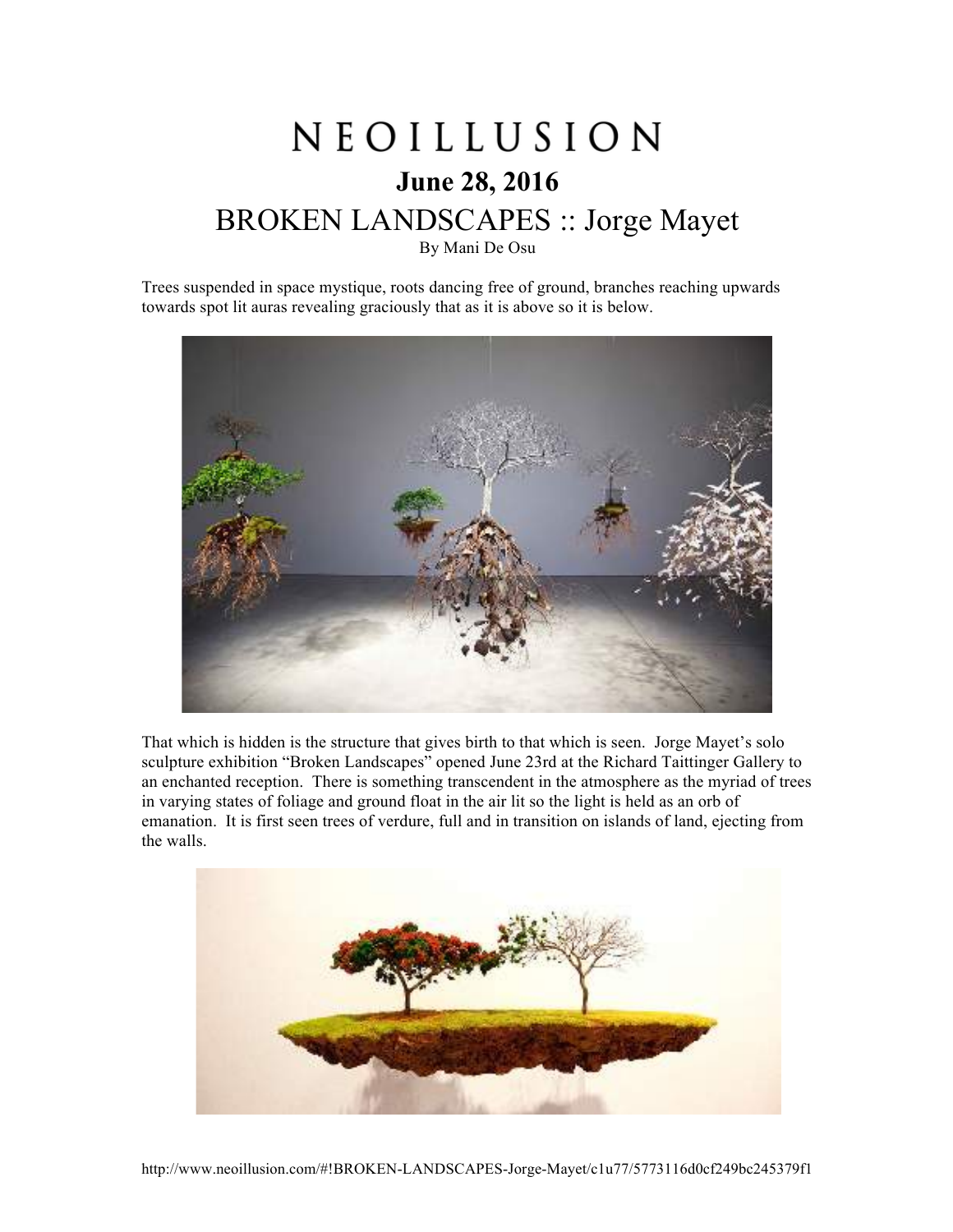# NEOILLUSION

## June 28, 2016

## BROKEN LANDSCAPES :: Jorge Mayet

By Mani De Osu

Trees suspended in space mystique, roots dancing free of ground, branches reaching upwards towards spot lit auras revealing graciously that as it is above so it is below.

That which is hidden is the structure that gives birth to that which is seen. Jorge Mayet's solo sculpture exhibition "Broken Landscapes" opened June 23rd at the Richard Taittinger Gallery to an enchanted reception. There is something transcendent in the atmosphere as the myriad of trees in varying states of foliage and ground float in the air lit so the light is held as an orb of emanation. It is first seen trees of verdure, full and in transition on islands of land, ejecting from the walls.

http://www.neoillusion.com/#!BROKEN-LANDSCAPES-Jorge-Mayet/c1u77/5773116d0cf249bc245379f1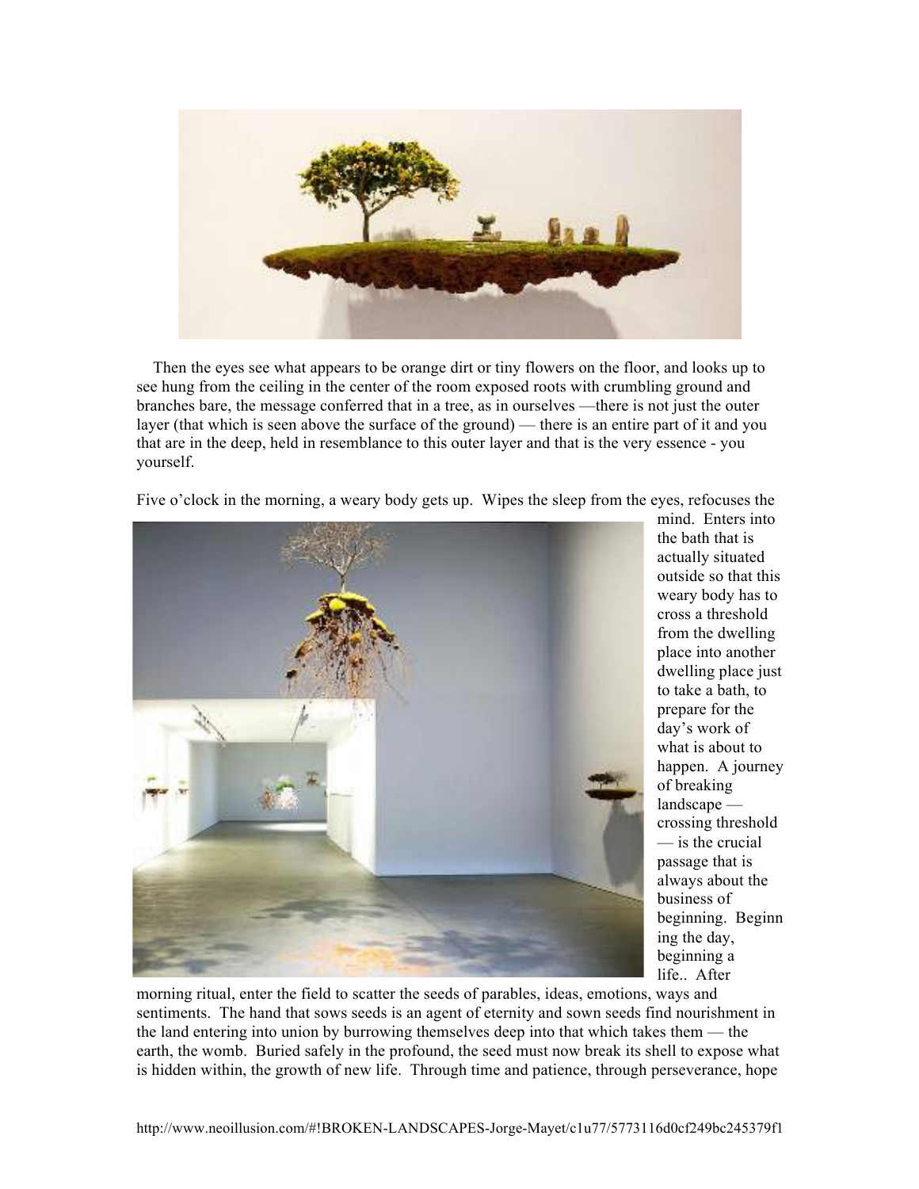Then the eyes see what appears to be orange dirt or tiny flowers on the floor, and looks up to see hung from the ceiling in the center of the room exposed roots with crumbling ground and branches bare, the message conferred that in a tree, as in ourselves —there is not just the outer layer (that which is seen above the surface of the ground) — there is an entire part of it and you that are in the deep, held in resemblance to this outer layer and that is the very essence - you yourself.

Five o'clock in the morning, a weary body gets up. Wipes the sleep from the eyes, refocuses the mind. Enters into the bath that is actually situated outside so that this weary body has to cross a threshold from the dwelling place into another dwelling place just to take a bath, to prepare for the day's work of what is about to happen. A journey of breaking landscape — crossing threshold — is the crucial passage that is always about the business of beginning. Beginning the day, beginning a life.. After morning ritual, enter the field to scatter the seeds of parables, ideas, emotions, ways and sentiments. The hand that sows seeds is an agent of eternity and sown seeds find nourishment in the land entering into union by burrowing themselves deep into that which takes them — the earth, the womb. Buried safely in the profound, the seed must now break its shell to expose what is hidden within, the growth of new life. Through time and patience, through perseverance, hope

http://www.neoillusion.com/#!BROKEN-LANDSCAPES-Jorge-Mayet/c1u77/5773116d0cf249bc245379f1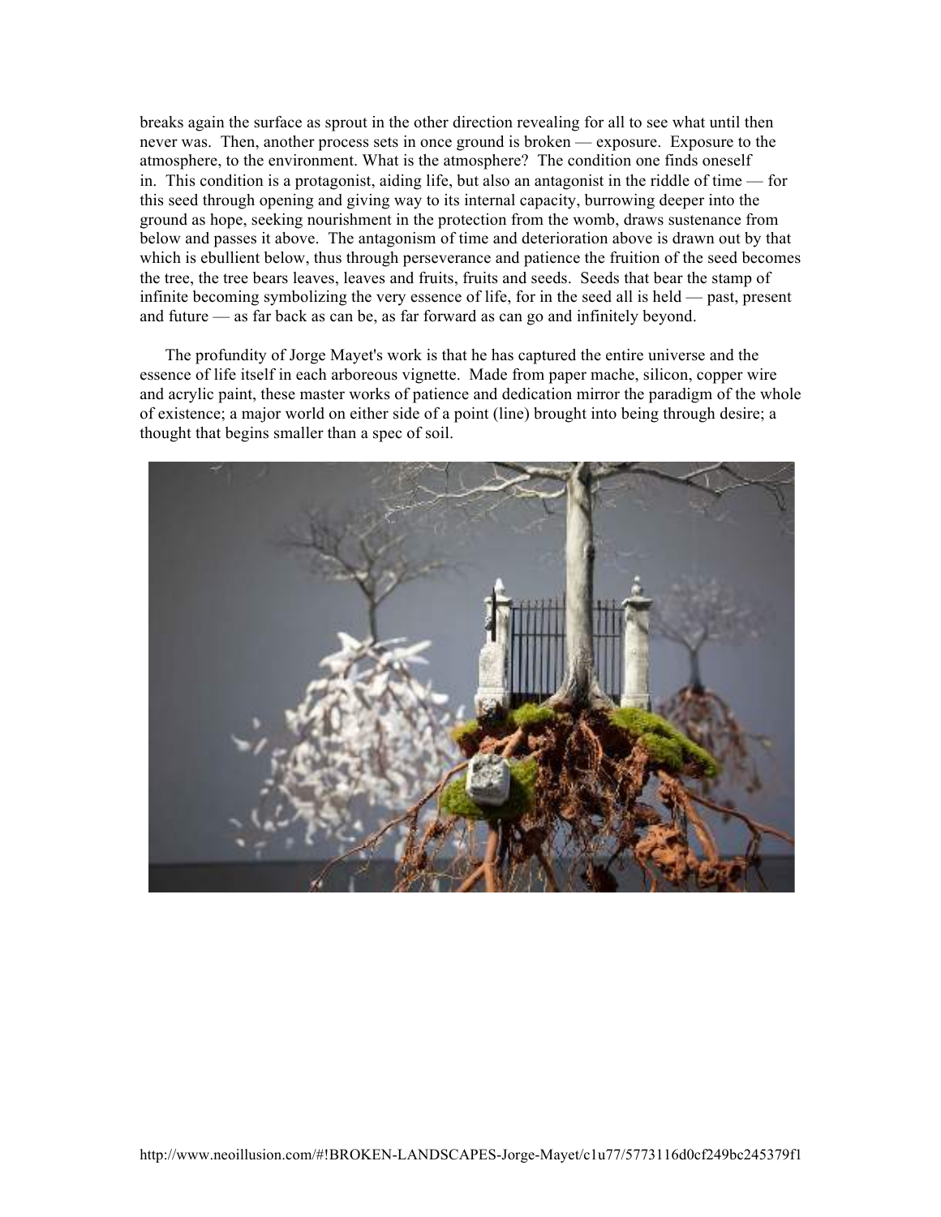breaks again the surface as sprout in the other direction revealing for all to see what until then never was. Then, another process sets in once ground is broken — exposure. Exposure to the atmosphere, to the environment. What is the atmosphere? The condition one finds oneself in. This condition is a protagonist, aiding life, but also an antagonist in the riddle of time — for this seed through opening and giving way to its internal capacity, burrowing deeper into the ground as hope, seeking nourishment in the protection from the womb, draws sustenance from below and passes it above. The antagonism of time and deterioration above is drawn out by that which is ebullient below, thus through perseverance and patience the fruition of the seed becomes the tree, the tree bears leaves, leaves and fruits, fruits and seeds. Seeds that bear the stamp of infinite becoming symbolizing the very essence of life, for in the seed all is held — past, present and future — as far back as can be, as far forward as can go and infinitely beyond.

The profundity of Jorge Mayet's work is that he has captured the entire universe and the essence of life itself in each arboreous vignette. Made from paper mache, silicon, copper wire and acrylic paint, these master works of patience and dedication mirror the paradigm of the whole of existence; a major world on either side of a point (line) brought into being through desire; a thought that begins smaller than a spec of soil.

http://www.neoillusion.com/#!BROKEN-LANDSCAPES-Jorge-Mayet/c1u77/5773116d0cf249bc245379f1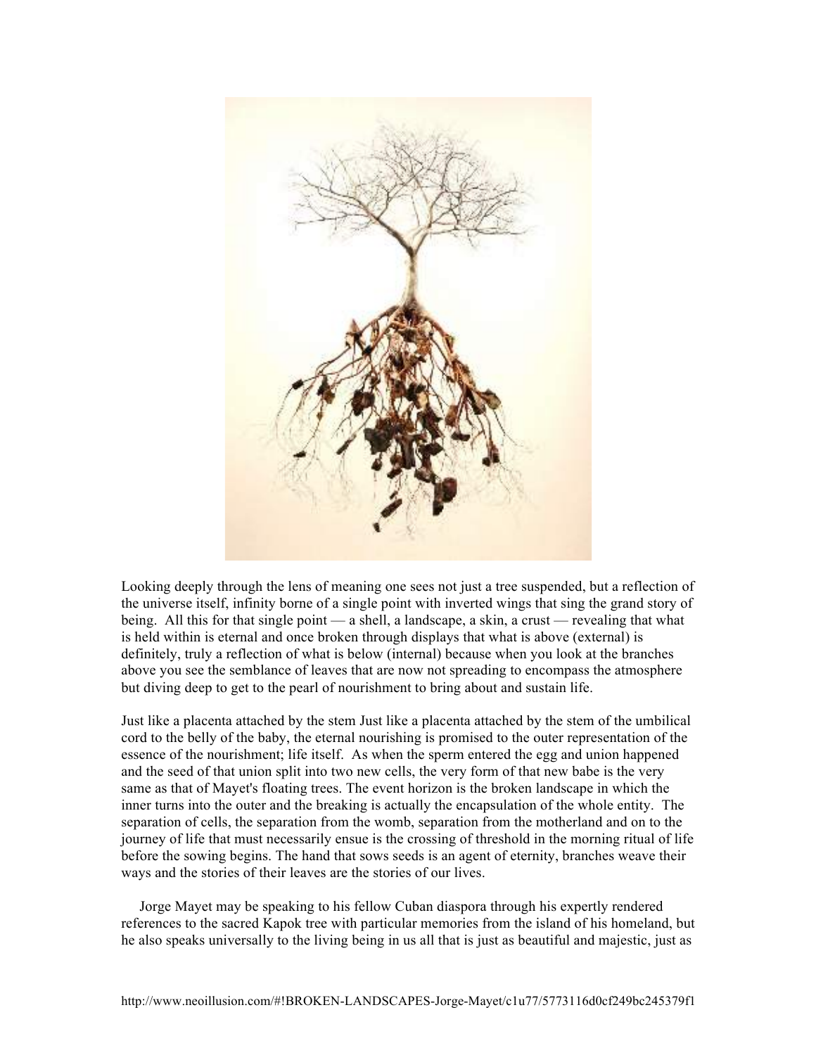Looking deeply through the lens of meaning one sees not just a tree suspended, but a reflection of the universe itself, infinity borne of a single point with inverted wings that sing the grand story of being. All this for that single point — a shell, a landscape, a skin, a crust — revealing that what is held within is eternal and once broken through displays that what is above (external) is definitely, truly a reflection of what is below (internal) because when you look at the branches above you see the semblance of leaves that are now not spreading to encompass the atmosphere but diving deep to get to the pearl of nourishment to bring about and sustain life.

Just like a placenta attached by the stem Just like a placenta attached by the stem of the umbilical cord to the belly of the baby, the eternal nourishing is promised to the outer representation of the essence of the nourishment; life itself. As when the sperm entered the egg and union happened and the seed of that union split into two new cells, the very form of that new babe is the very same as that of Mayet's floating trees. The event horizon is the broken landscape in which the inner turns into the outer and the breaking is actually the encapsulation of the whole entity. The separation of cells, the separation from the womb, separation from the motherland and on to the journey of life that must necessarily ensue is the crossing of threshold in the morning ritual of life before the sowing begins. The hand that sows seeds is an agent of eternity, branches weave their ways and the stories of their leaves are the stories of our lives.

Jorge Mayet may be speaking to his fellow Cuban diaspora through his expertly rendered references to the sacred Kapok tree with particular memories from the island of his homeland, but he also speaks universally to the living being in us all that is just as beautiful and majestic, just as

http://www.neoillusion.com/#!BROKEN-LANDSCAPES-Jorge-Mayet/c1u77/5773116d0cf249bc245379f1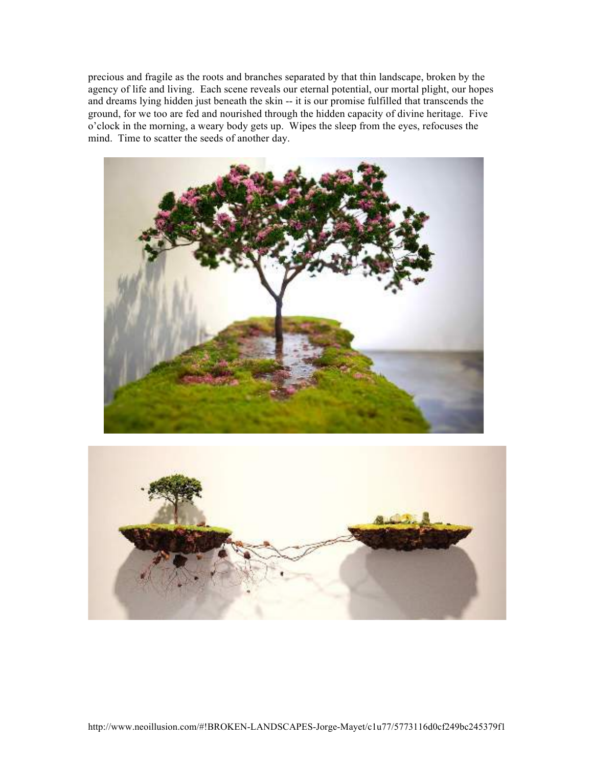precious and fragile as the roots and branches separated by that thin landscape, broken by the agency of life and living. Each scene reveals our eternal potential, our mortal plight, our hopes and dreams lying hidden just beneath the skin -- it is our promise fulfilled that transcends the ground, for we too are fed and nourished through the hidden capacity of divine heritage. Five o'clock in the morning, a weary body gets up. Wipes the sleep from the eyes, refocuses the mind. Time to scatter the seeds of another day.

http://www.neoillusion.com/#!BROKEN-LANDSCAPES-Jorge-Mayet/c1u77/5773116d0cf249bc245379f1